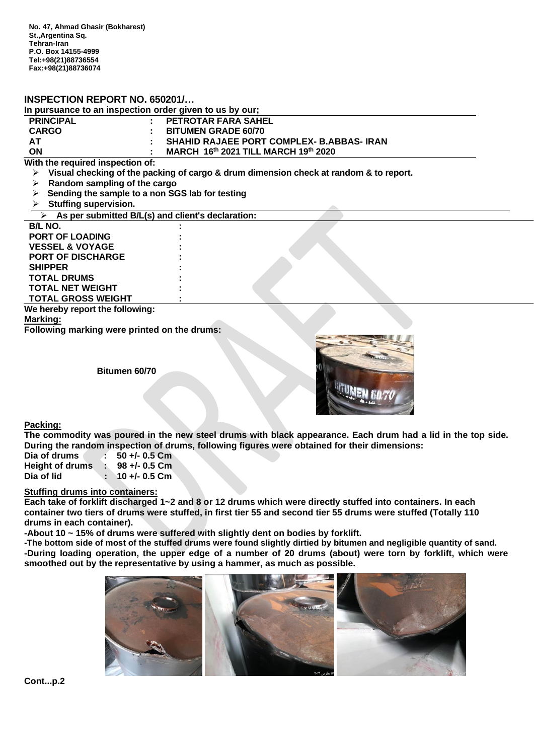No. 47, Ahmad Ghasir (Bokharest) St.,Argentina Sq.
Tehran-Iran
P.O. Box 14155-4999
Tel:+98(21)88736554
Fax:+98(21)88736074

## INSPECTION REPORT NO. 650201/…

**In pursuance to an inspection order given to us by our;**

| | | |
|---|---|---|
| **PRINCIPAL** | : | **PETROTAR FARA SAHEL** |
| **CARGO** | : | **BITUMEN GRADE 60/70** |
| **AT** | : | **SHAHID RAJAEE PORT COMPLEX- B.ABBAS- IRAN** |
| **ON** | : | **MARCH 16th 2021 TILL MARCH 19th 2020** |

**With the required inspection of:**

- **Visual checking of the packing of cargo & drum dimension check at random & to report.**
- **Random sampling of the cargo**
- **Sending the sample to a non SGS lab for testing**
- **Stuffing supervision.**
- **As per submitted B/L(s) and client's declaration:**

| | |
|---|---|
| **B/L NO.** | : |
| **PORT OF LOADING** | : |
| **VESSEL & VOYAGE** | : |
| **PORT OF DISCHARGE** | : |
| **SHIPPER** | : |
| **TOTAL DRUMS** | : |
| **TOTAL NET WEIGHT** | : |
| **TOTAL GROSS WEIGHT** | : |

**We hereby report the following:**

**Marking:**

**Following marking were printed on the drums:**

**Bitumen 60/70**

**Packing:**

**The commodity was poured in the new steel drums with black appearance. Each drum had a lid in the top side. During the random inspection of drums, following figures were obtained for their dimensions:**

| | | |
|---|---|---|
| **Dia of drums** | : | **50 +/- 0.5 Cm** |
| **Height of drums** | : | **98 +/- 0.5 Cm** |
| **Dia of lid** | : | **10 +/- 0.5 Cm** |

**Stuffing drums into containers:**

**Each take of forklift discharged 1~2 and 8 or 12 drums which were directly stuffed into containers. In each container two tiers of drums were stuffed, in first tier 55 and second tier 55 drums were stuffed (Totally 110 drums in each container).**

**-About 10 ~ 15% of drums were suffered with slightly dent on bodies by forklift.**

**-The bottom side of most of the stuffed drums were found slightly dirtied by bitumen and negligible quantity of sand.**

**-During loading operation, the upper edge of a number of 20 drums (about) were torn by forklift, which were smoothed out by the representative by using a hammer, as much as possible.**

**Cont...p.2**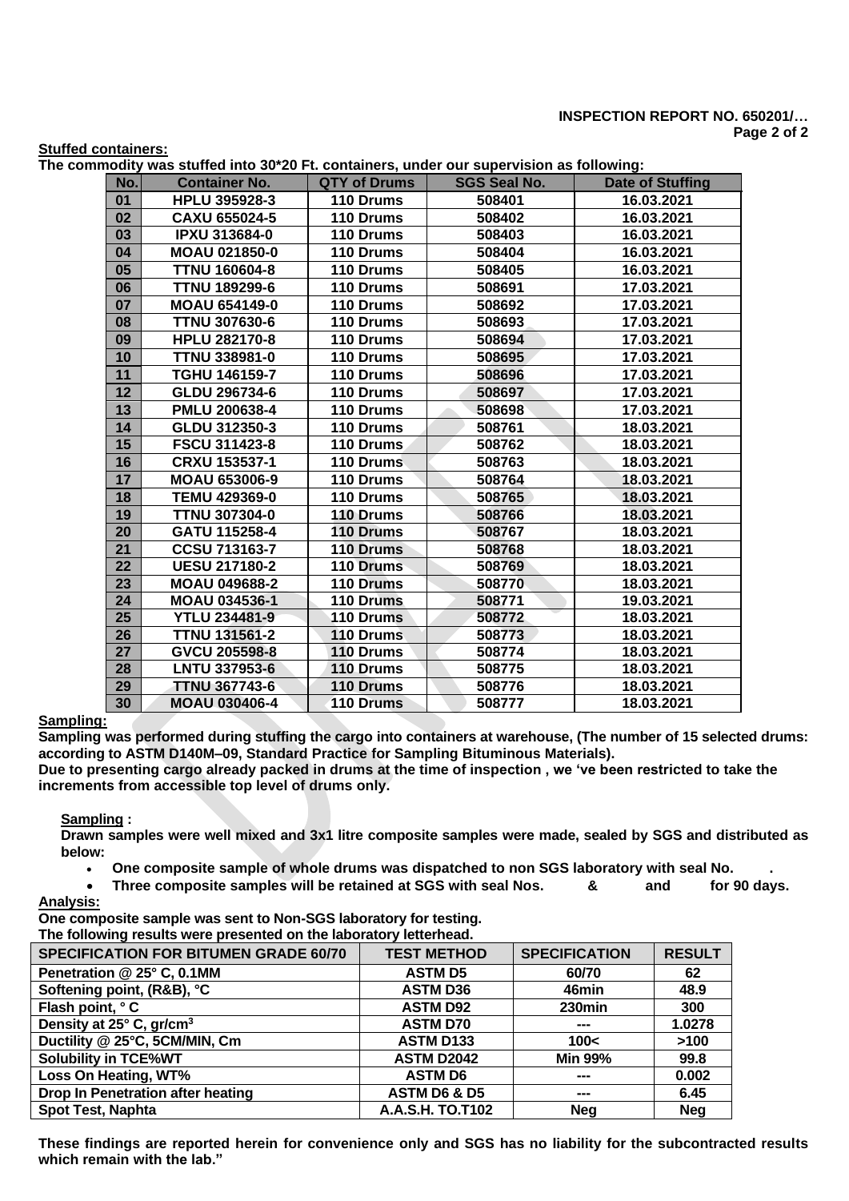**INSPECTION REPORT NO. 650201/…**

**Stuffed containers:**

**The commodity was stuffed into 30*20 Ft. containers, under our supervision as following:**

| No. | Container No. | QTY of Drums | SGS Seal No. | Date of Stuffing |
|---|---|---|---|---|
| 01 | HPLU 395928-3 | 110 Drums | 508401 | 16.03.2021 |
| 02 | CAXU 655024-5 | 110 Drums | 508402 | 16.03.2021 |
| 03 | IPXU 313684-0 | 110 Drums | 508403 | 16.03.2021 |
| 04 | MOAU 021850-0 | 110 Drums | 508404 | 16.03.2021 |
| 05 | TTNU 160604-8 | 110 Drums | 508405 | 16.03.2021 |
| 06 | TTNU 189299-6 | 110 Drums | 508691 | 17.03.2021 |
| 07 | MOAU 654149-0 | 110 Drums | 508692 | 17.03.2021 |
| 08 | TTNU 307630-6 | 110 Drums | 508693 | 17.03.2021 |
| 09 | HPLU 282170-8 | 110 Drums | 508694 | 17.03.2021 |
| 10 | TTNU 338981-0 | 110 Drums | 508695 | 17.03.2021 |
| 11 | TGHU 146159-7 | 110 Drums | 508696 | 17.03.2021 |
| 12 | GLDU 296734-6 | 110 Drums | 508697 | 17.03.2021 |
| 13 | PMLU 200638-4 | 110 Drums | 508698 | 17.03.2021 |
| 14 | GLDU 312350-3 | 110 Drums | 508761 | 18.03.2021 |
| 15 | FSCU 311423-8 | 110 Drums | 508762 | 18.03.2021 |
| 16 | CRXU 153537-1 | 110 Drums | 508763 | 18.03.2021 |
| 17 | MOAU 653006-9 | 110 Drums | 508764 | 18.03.2021 |
| 18 | TEMU 429369-0 | 110 Drums | 508765 | 18.03.2021 |
| 19 | TTNU 307304-0 | 110 Drums | 508766 | 18.03.2021 |
| 20 | GATU 115258-4 | 110 Drums | 508767 | 18.03.2021 |
| 21 | CCSU 713163-7 | 110 Drums | 508768 | 18.03.2021 |
| 22 | UESU 217180-2 | 110 Drums | 508769 | 18.03.2021 |
| 23 | MOAU 049688-2 | 110 Drums | 508770 | 18.03.2021 |
| 24 | MOAU 034536-1 | 110 Drums | 508771 | 19.03.2021 |
| 25 | YTLU 234481-9 | 110 Drums | 508772 | 18.03.2021 |
| 26 | TTNU 131561-2 | 110 Drums | 508773 | 18.03.2021 |
| 27 | GVCU 205598-8 | 110 Drums | 508774 | 18.03.2021 |
| 28 | LNTU 337953-6 | 110 Drums | 508775 | 18.03.2021 |
| 29 | TTNU 367743-6 | 110 Drums | 508776 | 18.03.2021 |
| 30 | MOAU 030406-4 | 110 Drums | 508777 | 18.03.2021 |

**Sampling:**

**Sampling was performed during stuffing the cargo into containers at warehouse, (The number of 15 selected drums: according to ASTM D140M–09, Standard Practice for Sampling Bituminous Materials).**

**Due to presenting cargo already packed in drums at the time of inspection , we 've been restricted to take the increments from accessible top level of drums only.**

**Sampling :**

**Drawn samples were well mixed and 3x1 litre composite samples were made, sealed by SGS and distributed as below:**

- **One composite sample of whole drums was dispatched to non SGS laboratory with seal No. .**
- **Three composite samples will be retained at SGS with seal Nos. & and for 90 days.**

**Analysis:**

**One composite sample was sent to Non-SGS laboratory for testing.**

**The following results were presented on the laboratory letterhead.**

| SPECIFICATION FOR BITUMEN GRADE 60/70 | TEST METHOD | SPECIFICATION | RESULT |
|---|---|---|---|
| Penetration @ 25° C, 0.1MM | ASTM D5 | 60/70 | 62 |
| Softening point, (R&B), °C | ASTM D36 | 46min | 48.9 |
| Flash point, ° C | ASTM D92 | 230min | 300 |
| Density at 25° C, gr/cm$^3$ | ASTM D70 | --- | 1.0278 |
| Ductility @ 25°C, 5CM/MIN, Cm | ASTM D133 | 100< | >100 |
| Solubility in TCE%WT | ASTM D2042 | Min 99% | 99.8 |
| Loss On Heating, WT% | ASTM D6 | --- | 0.002 |
| Drop In Penetration after heating | ASTM D6 & D5 | --- | 6.45 |
| Spot Test, Naphta | A.A.S.H. TO.T102 | Neg | Neg |

**These findings are reported herein for convenience only and SGS has no liability for the subcontracted results which remain with the lab."**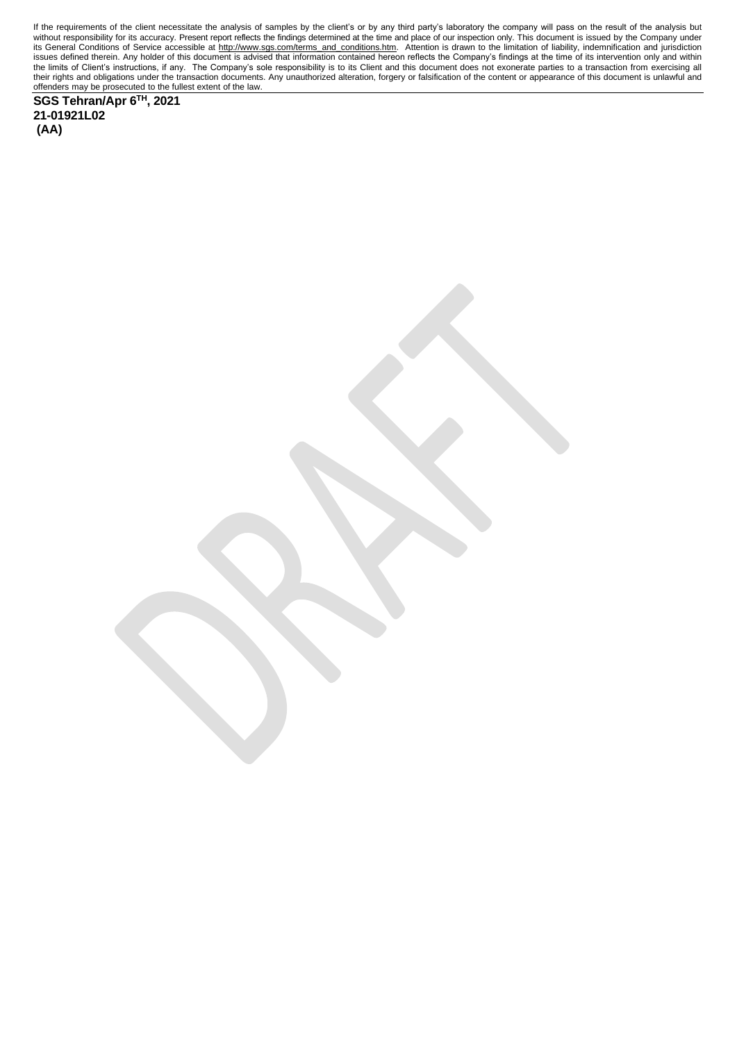If the requirements of the client necessitate the analysis of samples by the client's or by any third party's laboratory the company will pass on the result of the analysis but without responsibility for its accuracy. Present report reflects the findings determined at the time and place of our inspection only. This document is issued by the Company under its General Conditions of Service accessible at http://www.sgs.com/terms_and_conditions.htm. Attention is drawn to the limitation of liability, indemnification and jurisdiction issues defined therein. Any holder of this document is advised that information contained hereon reflects the Company's findings at the time of its intervention only and within the limits of Client's instructions, if any. The Company's sole responsibility is to its Client and this document does not exonerate parties to a transaction from exercising all their rights and obligations under the transaction documents. Any unauthorized alteration, forgery or falsification of the content or appearance of this document is unlawful and offenders may be prosecuted to the fullest extent of the law.

**SGS Tehran/Apr 6TH, 2021**
**21-01921L02**
**(AA)**

DRAFT